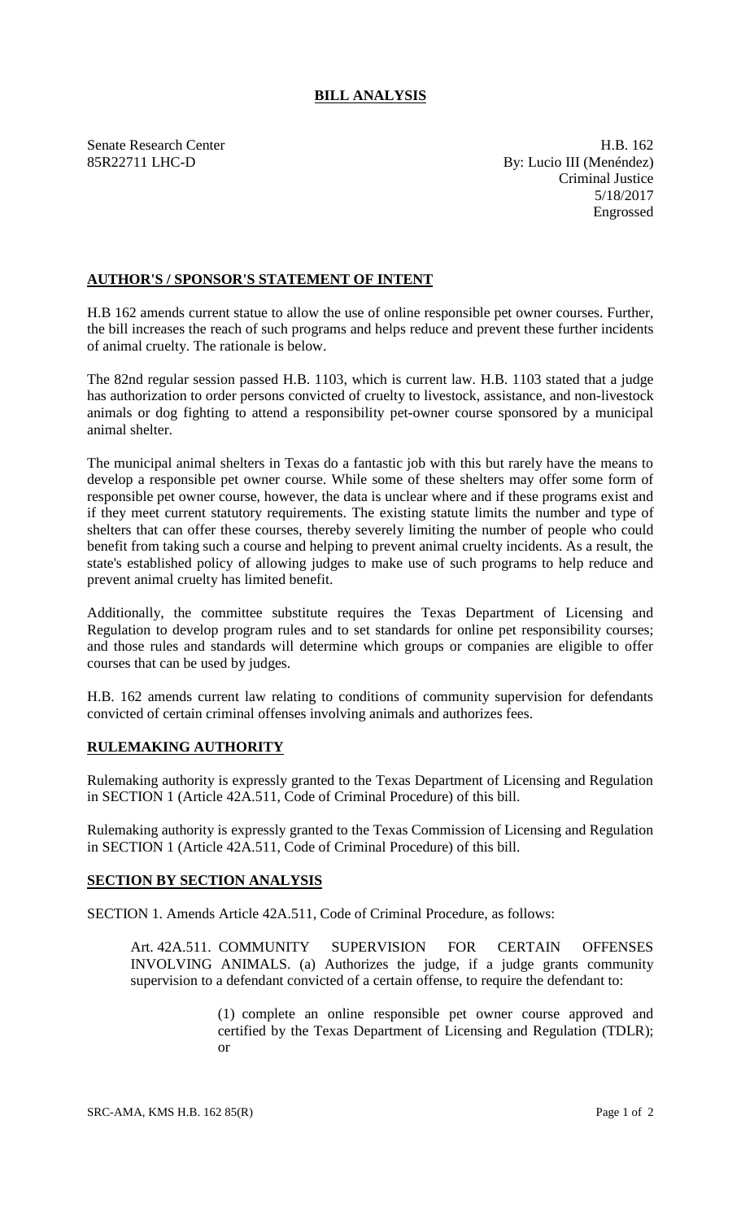# BILL ANALYSIS

Senate Research Center
85R22711 LHC-D

H.B. 162
By: Lucio III (Menéndez)
Criminal Justice
5/18/2017
Engrossed

## AUTHOR'S / SPONSOR'S STATEMENT OF INTENT

H.B 162 amends current statue to allow the use of online responsible pet owner courses. Further, the bill increases the reach of such programs and helps reduce and prevent these further incidents of animal cruelty. The rationale is below.

The 82nd regular session passed H.B. 1103, which is current law. H.B. 1103 stated that a judge has authorization to order persons convicted of cruelty to livestock, assistance, and non-livestock animals or dog fighting to attend a responsibility pet-owner course sponsored by a municipal animal shelter.

The municipal animal shelters in Texas do a fantastic job with this but rarely have the means to develop a responsible pet owner course. While some of these shelters may offer some form of responsible pet owner course, however, the data is unclear where and if these programs exist and if they meet current statutory requirements. The existing statute limits the number and type of shelters that can offer these courses, thereby severely limiting the number of people who could benefit from taking such a course and helping to prevent animal cruelty incidents. As a result, the state's established policy of allowing judges to make use of such programs to help reduce and prevent animal cruelty has limited benefit.

Additionally, the committee substitute requires the Texas Department of Licensing and Regulation to develop program rules and to set standards for online pet responsibility courses; and those rules and standards will determine which groups or companies are eligible to offer courses that can be used by judges.

H.B. 162 amends current law relating to conditions of community supervision for defendants convicted of certain criminal offenses involving animals and authorizes fees.

## RULEMAKING AUTHORITY

Rulemaking authority is expressly granted to the Texas Department of Licensing and Regulation in SECTION 1 (Article 42A.511, Code of Criminal Procedure) of this bill.

Rulemaking authority is expressly granted to the Texas Commission of Licensing and Regulation in SECTION 1 (Article 42A.511, Code of Criminal Procedure) of this bill.

## SECTION BY SECTION ANALYSIS

SECTION 1. Amends Article 42A.511, Code of Criminal Procedure, as follows:

Art. 42A.511. COMMUNITY SUPERVISION FOR CERTAIN OFFENSES INVOLVING ANIMALS. (a) Authorizes the judge, if a judge grants community supervision to a defendant convicted of a certain offense, to require the defendant to:

(1) complete an online responsible pet owner course approved and certified by the Texas Department of Licensing and Regulation (TDLR); or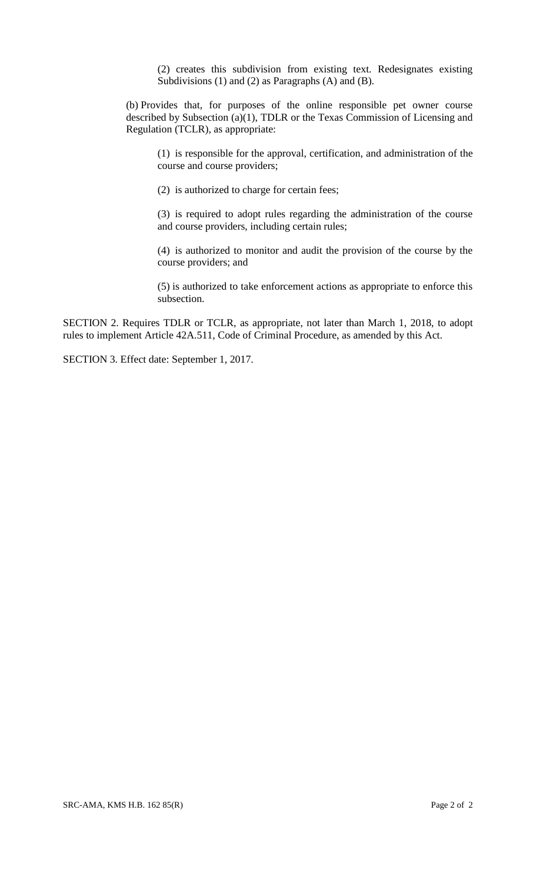(2) creates this subdivision from existing text. Redesignates existing Subdivisions (1) and (2) as Paragraphs (A) and (B).

(b) Provides that, for purposes of the online responsible pet owner course described by Subsection (a)(1), TDLR or the Texas Commission of Licensing and Regulation (TCLR), as appropriate:

(1) is responsible for the approval, certification, and administration of the course and course providers;

(2) is authorized to charge for certain fees;

(3) is required to adopt rules regarding the administration of the course and course providers, including certain rules;

(4) is authorized to monitor and audit the provision of the course by the course providers; and

(5) is authorized to take enforcement actions as appropriate to enforce this subsection.

SECTION 2. Requires TDLR or TCLR, as appropriate, not later than March 1, 2018, to adopt rules to implement Article 42A.511, Code of Criminal Procedure, as amended by this Act.

SECTION 3. Effect date: September 1, 2017.